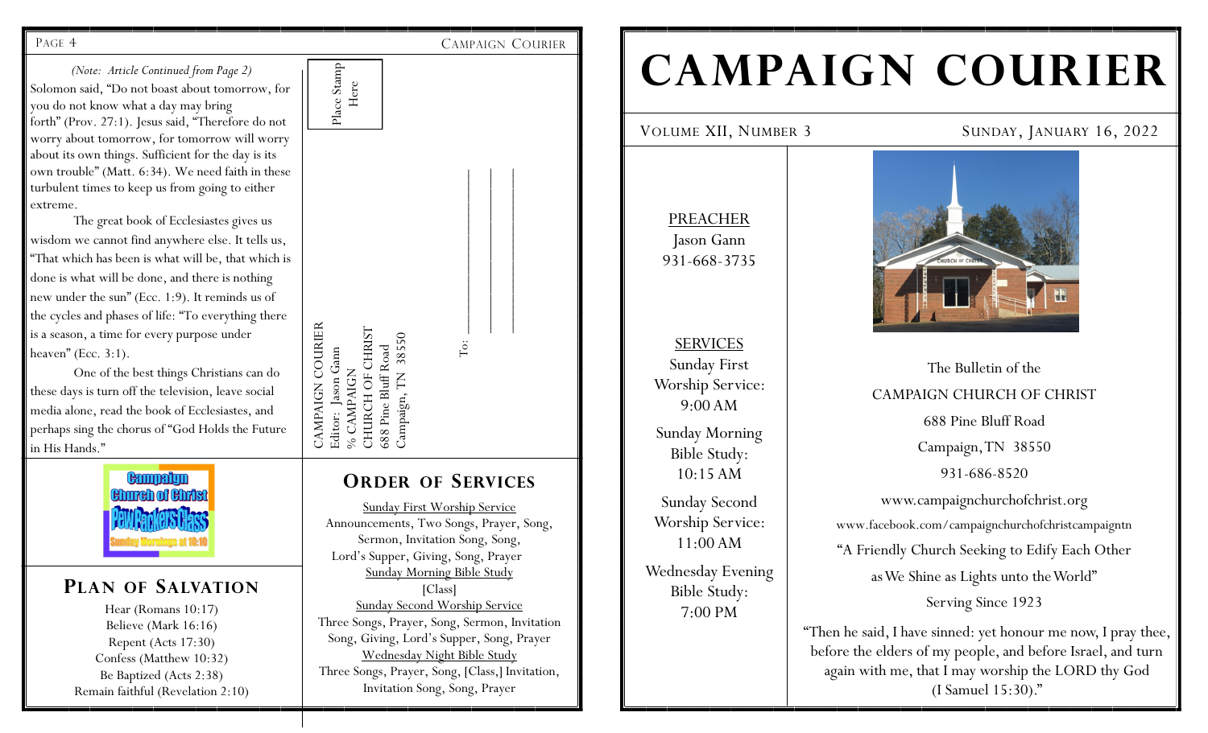*(Note: Article Continued from Page 2)*

Solomon said, "Do not boast about tomorrow, for you do not know what a day may bring forth" (Prov. 27:1). Jesus said, "Therefore do not worry about tomorrow, for tomorrow will worry about its own things. Sufficient for the day is its own trouble" (Matt. 6:34). We need faith in these turbulent times to keep us from going to either extreme.

The great book of Ecclesiastes gives us wisdom we cannot find anywhere else. It tells us, "That which has been is what will be, that which is done is what will be done, and there is nothing new under the sun" (Ecc. 1:9). It reminds us of the cycles and phases of life: "To everything there is a season, a time for every purpose under heaven" (Ecc. 3:1).

One of the best things Christians can do these days is turn off the television, leave social media alone, read the book of Ecclesiastes, and perhaps sing the chorus of "God Holds the Future in His Hands."

Campaign Church of Christ
Pew Packers Class
Sunday Mornings at 10:10

## Plan of Salvation

Hear (Romans 10:17)
Believe (Mark 16:16)
Repent (Acts 17:30)
Confess (Matthew 10:32)
Be Baptized (Acts 2:38)
Remain faithful (Revelation 2:10)

Place Stamp Here

CAMPAIGN COURIER
Editor: Jason Gann
% CAMPAIGN
CHURCH OF CHRIST
688 Pine Bluff Road
Campaign, TN 38550

To: ____________________
____________________
____________________

## Order of Services

Sunday First Worship Service
Announcements, Two Songs, Prayer, Song, Sermon, Invitation Song, Song, Lord's Supper, Giving, Song, Prayer

Sunday Morning Bible Study
[Class]

Sunday Second Worship Service
Three Songs, Prayer, Song, Sermon, Invitation Song, Giving, Lord's Supper, Song, Prayer

Wednesday Night Bible Study
Three Songs, Prayer, Song, [Class,] Invitation, Invitation Song, Song, Prayer

# Campaign Courier

Volume XII, Number 3 — Sunday, January 16, 2022

PREACHER
Jason Gann
931-668-3735

SERVICES
Sunday First Worship Service: 9:00 AM

Sunday Morning Bible Study: 10:15 AM

Sunday Second Worship Service: 11:00 AM

Wednesday Evening Bible Study: 7:00 PM

The Bulletin of the
CAMPAIGN CHURCH OF CHRIST
688 Pine Bluff Road
Campaign, TN 38550
931-686-8520
www.campaignchurchofchrist.org
www.facebook.com/campaignchurchofchristcampaigntn
"A Friendly Church Seeking to Edify Each Other as We Shine as Lights unto the World"
Serving Since 1923

"Then he said, I have sinned: yet honour me now, I pray thee, before the elders of my people, and before Israel, and turn again with me, that I may worship the LORD thy God (I Samuel 15:30)."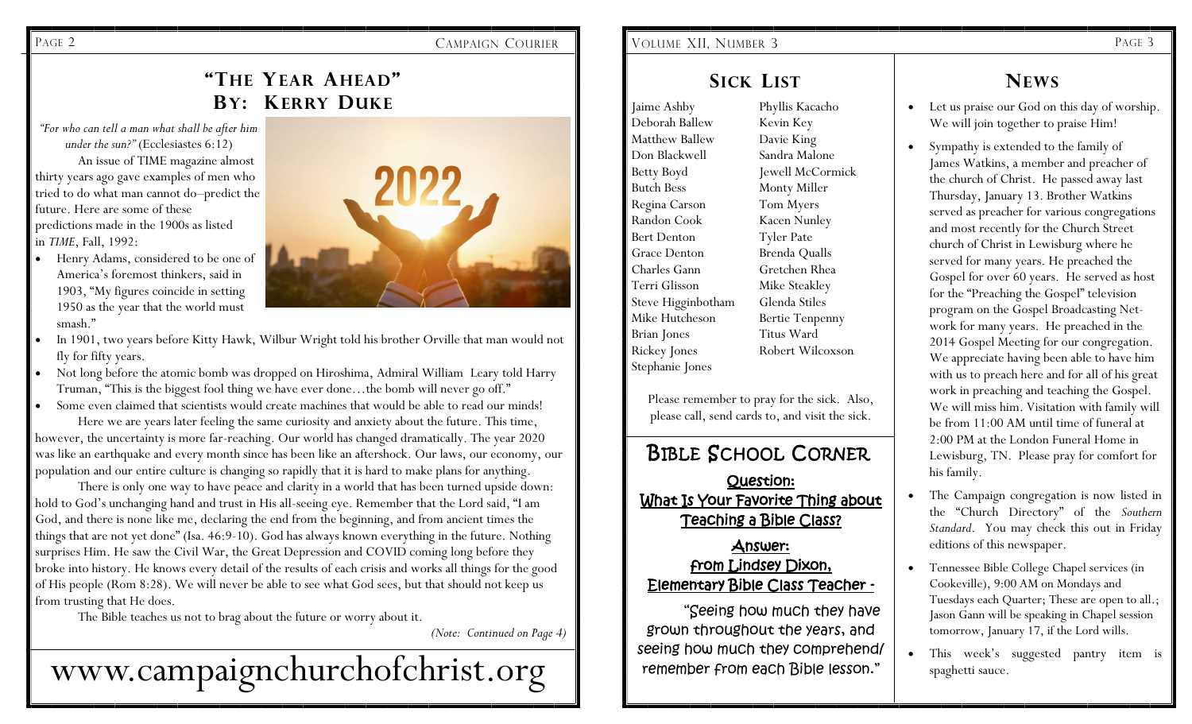## "The Year Ahead" By: Kerry Duke

*"For who can tell a man what shall be after him under the sun?"* (Ecclesiastes 6:12)

An issue of TIME magazine almost thirty years ago gave examples of men who tried to do what man cannot do–predict the future. Here are some of these predictions made in the 1900s as listed in *TIME*, Fall, 1992:

- Henry Adams, considered to be one of America's foremost thinkers, said in 1903, "My figures coincide in setting 1950 as the year that the world must smash."
- In 1901, two years before Kitty Hawk, Wilbur Wright told his brother Orville that man would not fly for fifty years.
- Not long before the atomic bomb was dropped on Hiroshima, Admiral William Leary told Harry Truman, "This is the biggest fool thing we have ever done…the bomb will never go off."
- Some even claimed that scientists would create machines that would be able to read our minds!

Here we are years later feeling the same curiosity and anxiety about the future. This time, however, the uncertainty is more far-reaching. Our world has changed dramatically. The year 2020 was like an earthquake and every month since has been like an aftershock. Our laws, our economy, our population and our entire culture is changing so rapidly that it is hard to make plans for anything.

There is only one way to have peace and clarity in a world that has been turned upside down: hold to God's unchanging hand and trust in His all-seeing eye. Remember that the Lord said, "I am God, and there is none like me, declaring the end from the beginning, and from ancient times the things that are not yet done" (Isa. 46:9-10). God has always known everything in the future. Nothing surprises Him. He saw the Civil War, the Great Depression and COVID coming long before they broke into history. He knows every detail of the results of each crisis and works all things for the good of His people (Rom 8:28). We will never be able to see what God sees, but that should not keep us from trusting that He does.

The Bible teaches us not to brag about the future or worry about it.

*(Note: Continued on Page 4)*

www.campaignchurchofchrist.org

## Sick List

Jaime Ashby
Deborah Ballew
Matthew Ballew
Don Blackwell
Betty Boyd
Butch Bess
Regina Carson
Randon Cook
Bert Denton
Grace Denton
Charles Gann
Terri Glisson
Steve Higginbotham
Mike Hutcheson
Brian Jones
Rickey Jones
Stephanie Jones
Phyllis Kacacho
Kevin Key
Davie King
Sandra Malone
Jewell McCormick
Monty Miller
Tom Myers
Kacen Nunley
Tyler Pate
Brenda Qualls
Gretchen Rhea
Mike Steakley
Glenda Stiles
Bertie Tenpenny
Titus Ward
Robert Wilcoxson

Please remember to pray for the sick. Also, please call, send cards to, and visit the sick.

## Bible School Corner

**Question:**
**What Is Your Favorite Thing about Teaching a Bible Class?**

**Answer:**
**from Lindsey Dixon, Elementary Bible Class Teacher -**

"Seeing how much they have grown throughout the years, and seeing how much they comprehend/ remember from each Bible lesson."

## News

- Let us praise our God on this day of worship. We will join together to praise Him!
- Sympathy is extended to the family of James Watkins, a member and preacher of the church of Christ. He passed away last Thursday, January 13. Brother Watkins served as preacher for various congregations and most recently for the Church Street church of Christ in Lewisburg where he served for many years. He preached the Gospel for over 60 years. He served as host for the "Preaching the Gospel" television program on the Gospel Broadcasting Network for many years. He preached in the 2014 Gospel Meeting for our congregation. We appreciate having been able to have him with us to preach here and for all of his great work in preaching and teaching the Gospel. We will miss him. Visitation with family will be from 11:00 AM until time of funeral at 2:00 PM at the London Funeral Home in Lewisburg, TN. Please pray for comfort for his family.
- The Campaign congregation is now listed in the "Church Directory" of the *Southern Standard*. You may check this out in Friday editions of this newspaper.
- Tennessee Bible College Chapel services (in Cookeville), 9:00 AM on Mondays and Tuesdays each Quarter; These are open to all.; Jason Gann will be speaking in Chapel session tomorrow, January 17, if the Lord wills.
- This week's suggested pantry item is spaghetti sauce.